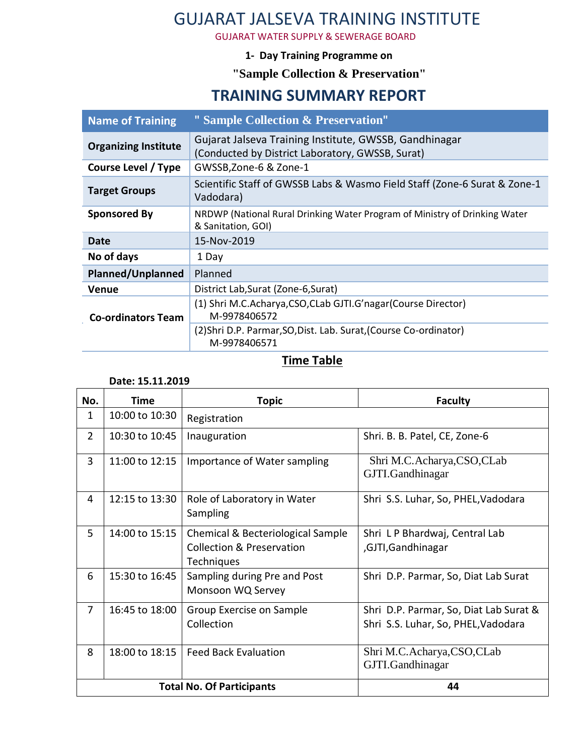# GUJARAT JALSEVA TRAINING INSTITUTE

GUJARAT WATER SUPPLY & SEWERAGE BOARD

**1- Day Training Programme on**

**"Sample Collection & Preservation"**

## TRAINING SUMMARY REPORT

| Name of Training | " Sample Collection & Preservation" |
|---|---|
| **Organizing Institute** | Gujarat Jalseva Training Institute, GWSSB, Gandhinagar (Conducted by District Laboratory, GWSSB, Surat) |
| **Course Level / Type** | GWSSB,Zone-6 & Zone-1 |
| **Target Groups** | Scientific Staff of GWSSB Labs & Wasmo Field Staff (Zone-6 Surat & Zone-1 Vadodara) |
| **Sponsored By** | NRDWP (National Rural Drinking Water Program of Ministry of Drinking Water & Sanitation, GOI) |
| **Date** | 15-Nov-2019 |
| **No of days** | 1 Day |
| **Planned/Unplanned** | Planned |
| **Venue** | District Lab,Surat (Zone-6,Surat) |
| **Co-ordinators Team** | (1) Shri M.C.Acharya,CSO,CLab GJTI.G'nagar(Course Director) M-9978406572 |
| | (2)Shri D.P. Parmar,SO,Dist. Lab. Surat,(Course Co-ordinator) M-9978406571 |

## Time Table

**Date: 15.11.2019**

| No. | Time | Topic | Faculty |
|---|---|---|---|
| 1 | 10:00 to 10:30 | Registration | |
| 2 | 10:30 to 10:45 | Inauguration | Shri. B. B. Patel, CE, Zone-6 |
| 3 | 11:00 to 12:15 | Importance of Water sampling | Shri M.C.Acharya,CSO,CLab GJTI.Gandhinagar |
| 4 | 12:15 to 13:30 | Role of Laboratory in Water Sampling | Shri S.S. Luhar, So, PHEL,Vadodara |
| 5 | 14:00 to 15:15 | Chemical & Becteriological Sample Collection & Preservation Techniques | Shri L P Bhardwaj, Central Lab ,GJTI,Gandhinagar |
| 6 | 15:30 to 16:45 | Sampling during Pre and Post Monsoon WQ Servey | Shri D.P. Parmar, So, Diat Lab Surat |
| 7 | 16:45 to 18:00 | Group Exercise on Sample Collection | Shri D.P. Parmar, So, Diat Lab Surat & Shri S.S. Luhar, So, PHEL,Vadodara |
| 8 | 18:00 to 18:15 | Feed Back Evaluation | Shri M.C.Acharya,CSO,CLab GJTI.Gandhinagar |
| | | **Total No. Of Participants** | **44** |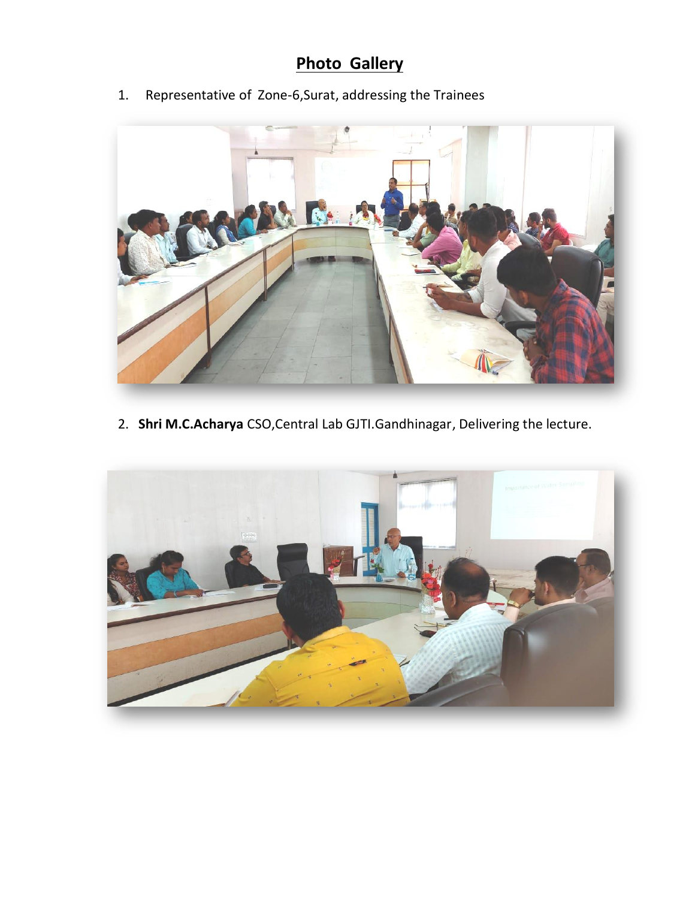# Photo Gallery

1. Representative of Zone-6,Surat, addressing the Trainees

2. **Shri M.C.Acharya** CSO,Central Lab GJTI.Gandhinagar, Delivering the lecture.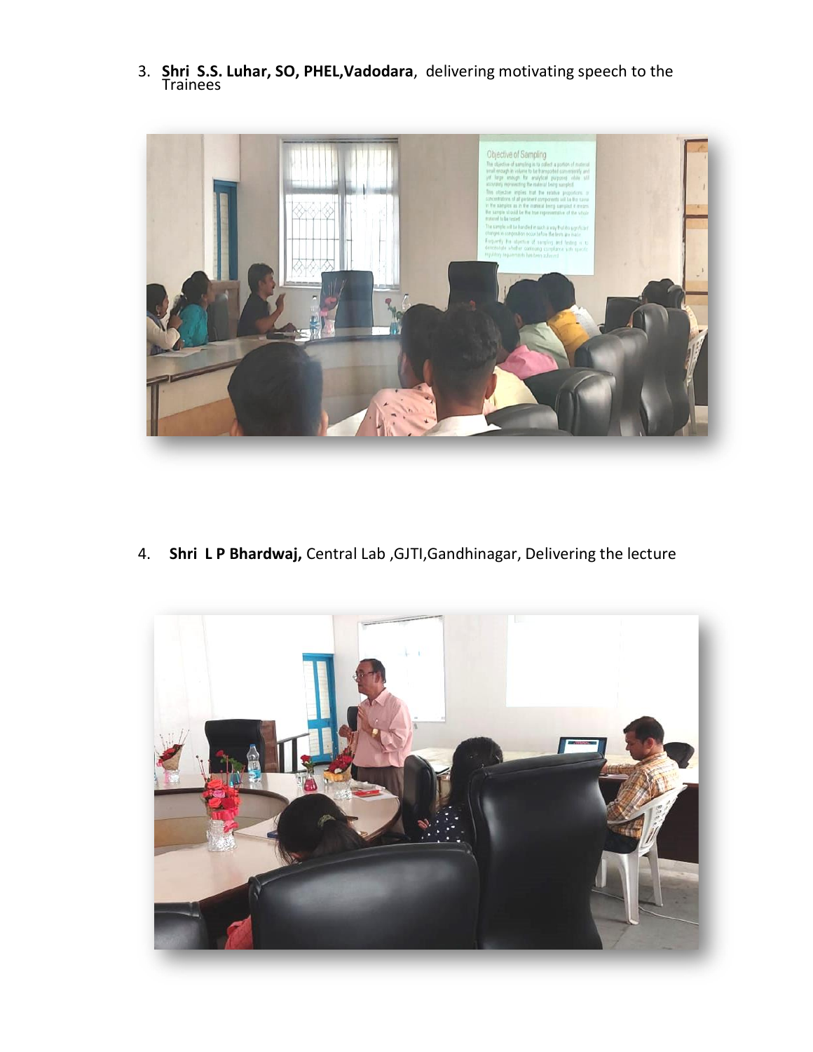3. **Shri S.S. Luhar, SO, PHEL,Vadodara**, delivering motivating speech to the Trainees

4. **Shri L P Bhardwaj,** Central Lab ,GJTI,Gandhinagar, Delivering the lecture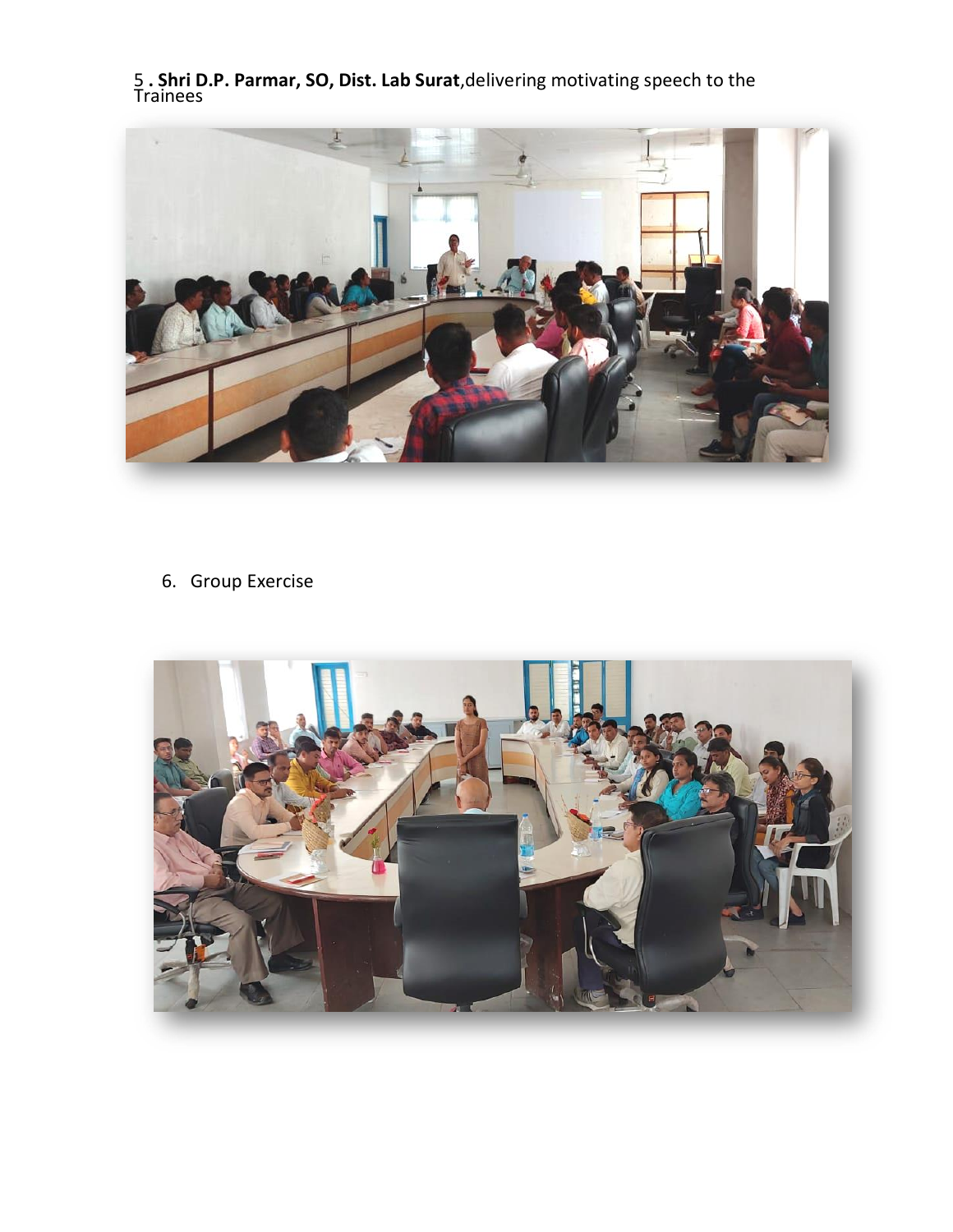5 . **Shri D.P. Parmar, SO, Dist. Lab Surat**,delivering motivating speech to the Trainees

6. Group Exercise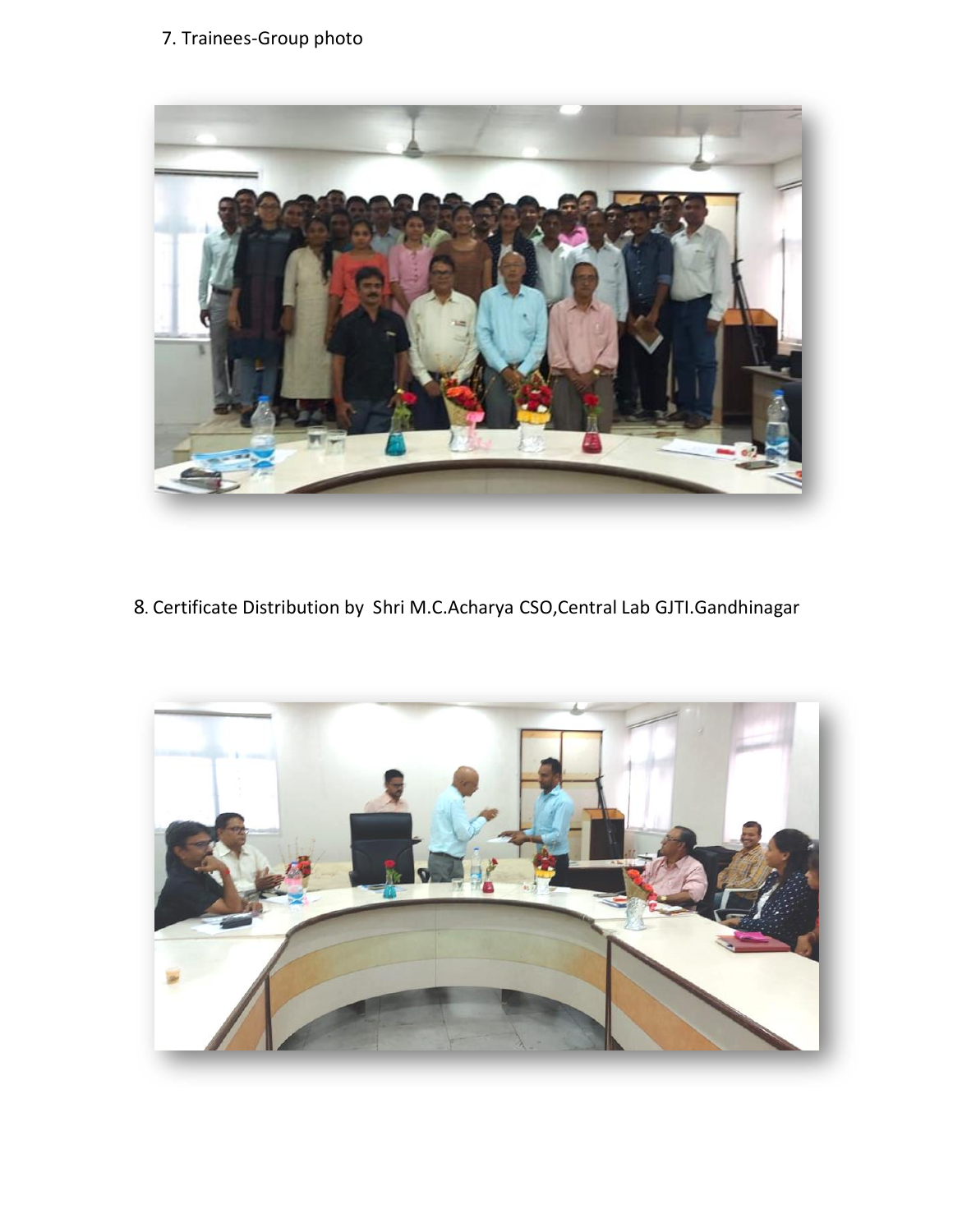7. Trainees-Group photo

8. Certificate Distribution by Shri M.C.Acharya CSO,Central Lab GJTI.Gandhinagar